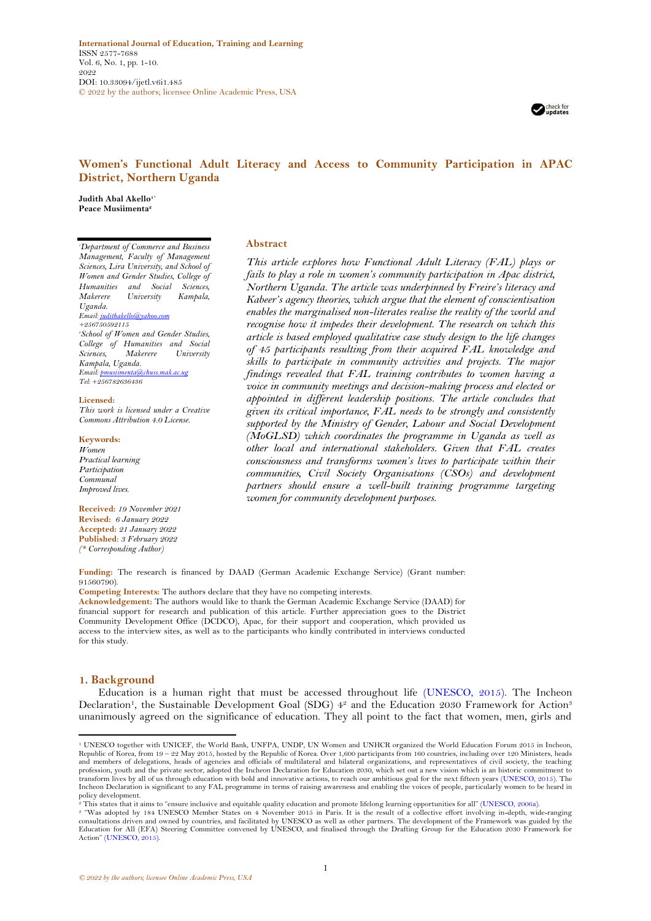International Journal of Education, Training and Learning
ISSN 2577-7688
Vol. 6, No. 1, pp. 1-10.
2022
DOI: 10.33094/ijetl.v6i1.485
© 2022 by the authors; licensee Online Academic Press, USA

# Women's Functional Adult Literacy and Access to Community Participation in APAC District, Northern Uganda

**Judith Abal Akello**[1*]
**Peace Musiimenta**[2]

[1]*Department of Commerce and Business Management, Faculty of Management Sciences, Lira University, and School of Women and Gender Studies, College of Humanities and Social Sciences, Makerere University Kampala, Uganda.*
*Email: judithakello@yahoo.com*
*+256750592115*
[2]*School of Women and Gender Studies, College of Humanities and Social Sciences, Makerere University Kampala, Uganda.*
*Email: pmusiimenta@chuss.mak.ac.ug*
*Tel: +256782636436*

**Licensed:**
*This work is licensed under a Creative Commons Attribution 4.0 License.*

**Keywords:**
*Women*
*Practical learning*
*Participation*
*Communal*
*Improved lives.*

**Received:** *19 November 2021*
**Revised:** *6 January 2022*
**Accepted:** *21 January 2022*
**Published:** *3 February 2022*
*(\* Corresponding Author)*

## Abstract

*This article explores how Functional Adult Literacy (FAL) plays or fails to play a role in women's community participation in Apac district, Northern Uganda. The article was underpinned by Freire's literacy and Kabeer's agency theories, which argue that the element of conscientisation enables the marginalised non-literates realise the reality of the world and recognise how it impedes their development. The research on which this article is based employed qualitative case study design to the life changes of 45 participants resulting from their acquired FAL knowledge and skills to participate in community activities and projects. The major findings revealed that FAL training contributes to women having a voice in community meetings and decision-making process and elected or appointed in different leadership positions. The article concludes that given its critical importance, FAL needs to be strongly and consistently supported by the Ministry of Gender, Labour and Social Development (MoGLSD) which coordinates the programme in Uganda as well as other local and international stakeholders. Given that FAL creates consciousness and transforms women's lives to participate within their communities, Civil Society Organisations (CSOs) and development partners should ensure a well-built training programme targeting women for community development purposes.*

**Funding:** The research is financed by DAAD (German Academic Exchange Service) (Grant number: 91560790).
**Competing Interests:** The authors declare that they have no competing interests.
**Acknowledgement:** The authors would like to thank the German Academic Exchange Service (DAAD) for financial support for research and publication of this article. Further appreciation goes to the District Community Development Office (DCDCO), Apac, for their support and cooperation, which provided us access to the interview sites, as well as to the participants who kindly contributed in interviews conducted for this study.

## 1. Background

Education is a human right that must be accessed throughout life (UNESCO, 2015). The Incheon Declaration[1], the Sustainable Development Goal (SDG) 4[2] and the Education 2030 Framework for Action[3] unanimously agreed on the significance of education. They all point to the fact that women, men, girls and

[1] UNESCO together with UNICEF, the World Bank, UNFPA, UNDP, UN Women and UNHCR organized the World Education Forum 2015 in Incheon, Republic of Korea, from 19 – 22 May 2015, hosted by the Republic of Korea. Over 1,600 participants from 160 countries, including over 120 Ministers, heads and members of delegations, heads of agencies and officials of multilateral and bilateral organizations, and representatives of civil society, the teaching profession, youth and the private sector, adopted the Incheon Declaration for Education 2030, which set out a new vision which is an historic commitment to transform lives by all of us through education with bold and innovative actions, to reach our ambitious goal for the next fifteen years (UNESCO, 2015). The Incheon Declaration is significant to any FAL programme in terms of raising awareness and enabling the voices of people, particularly women to be heard in policy development.

[2] This states that it aims to "ensure inclusive and equitable quality education and promote lifelong learning opportunities for all" (UNESCO, 2006a).

[3] "Was adopted by 184 UNESCO Member States on 4 November 2015 in Paris. It is the result of a collective effort involving in-depth, wide-ranging consultations driven and owned by countries, and facilitated by UNESCO as well as other partners. The development of the Framework was guided by the Education for All (EFA) Steering Committee convened by UNESCO, and finalised through the Drafting Group for the Education 2030 Framework for Action" (UNESCO, 2015).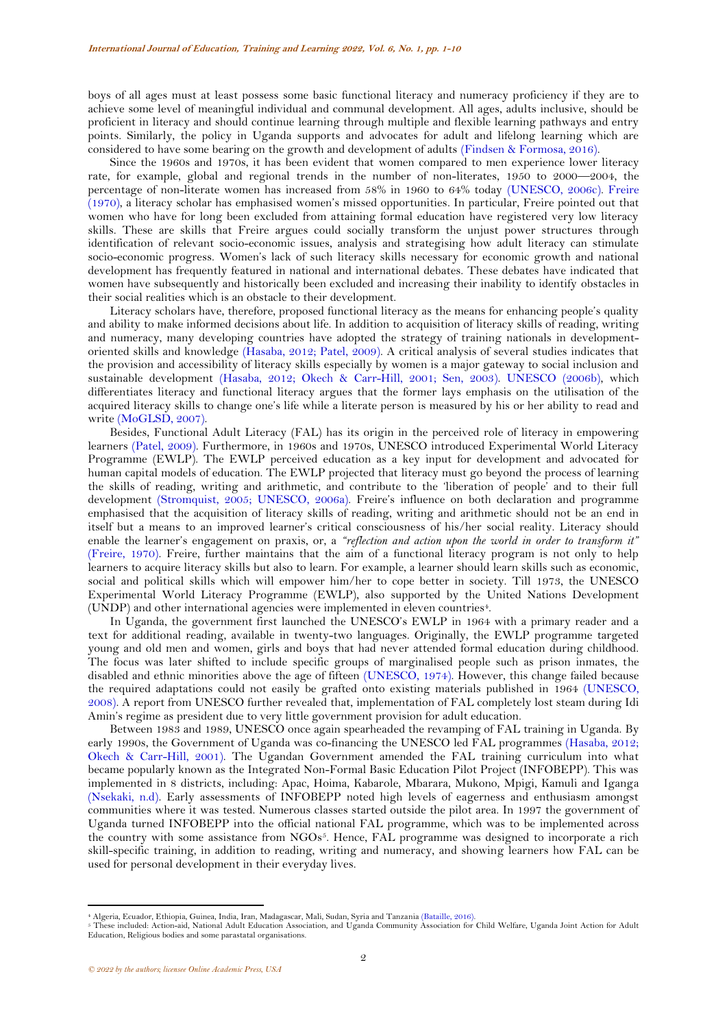boys of all ages must at least possess some basic functional literacy and numeracy proficiency if they are to achieve some level of meaningful individual and communal development. All ages, adults inclusive, should be proficient in literacy and should continue learning through multiple and flexible learning pathways and entry points. Similarly, the policy in Uganda supports and advocates for adult and lifelong learning which are considered to have some bearing on the growth and development of adults (Findsen & Formosa, 2016).

Since the 1960s and 1970s, it has been evident that women compared to men experience lower literacy rate, for example, global and regional trends in the number of non-literates, 1950 to 2000—2004, the percentage of non-literate women has increased from 58% in 1960 to 64% today (UNESCO, 2006c). Freire (1970), a literacy scholar has emphasised women's missed opportunities. In particular, Freire pointed out that women who have for long been excluded from attaining formal education have registered very low literacy skills. These are skills that Freire argues could socially transform the unjust power structures through identification of relevant socio-economic issues, analysis and strategising how adult literacy can stimulate socio-economic progress. Women's lack of such literacy skills necessary for economic growth and national development has frequently featured in national and international debates. These debates have indicated that women have subsequently and historically been excluded and increasing their inability to identify obstacles in their social realities which is an obstacle to their development.

Literacy scholars have, therefore, proposed functional literacy as the means for enhancing people's quality and ability to make informed decisions about life. In addition to acquisition of literacy skills of reading, writing and numeracy, many developing countries have adopted the strategy of training nationals in development-oriented skills and knowledge (Hasaba, 2012; Patel, 2009). A critical analysis of several studies indicates that the provision and accessibility of literacy skills especially by women is a major gateway to social inclusion and sustainable development (Hasaba, 2012; Okech & Carr-Hill, 2001; Sen, 2003). UNESCO (2006b), which differentiates literacy and functional literacy argues that the former lays emphasis on the utilisation of the acquired literacy skills to change one's life while a literate person is measured by his or her ability to read and write (MoGLSD, 2007).

Besides, Functional Adult Literacy (FAL) has its origin in the perceived role of literacy in empowering learners (Patel, 2009). Furthermore, in 1960s and 1970s, UNESCO introduced Experimental World Literacy Programme (EWLP). The EWLP perceived education as a key input for development and advocated for human capital models of education. The EWLP projected that literacy must go beyond the process of learning the skills of reading, writing and arithmetic, and contribute to the 'liberation of people' and to their full development (Stromquist, 2005; UNESCO, 2006a). Freire's influence on both declaration and programme emphasised that the acquisition of literacy skills of reading, writing and arithmetic should not be an end in itself but a means to an improved learner's critical consciousness of his/her social reality. Literacy should enable the learner's engagement on praxis, or, a *"reflection and action upon the world in order to transform it"* (Freire, 1970). Freire, further maintains that the aim of a functional literacy program is not only to help learners to acquire literacy skills but also to learn. For example, a learner should learn skills such as economic, social and political skills which will empower him/her to cope better in society. Till 1973, the UNESCO Experimental World Literacy Programme (EWLP), also supported by the United Nations Development (UNDP) and other international agencies were implemented in eleven countries[4].

In Uganda, the government first launched the UNESCO's EWLP in 1964 with a primary reader and a text for additional reading, available in twenty-two languages. Originally, the EWLP programme targeted young and old men and women, girls and boys that had never attended formal education during childhood. The focus was later shifted to include specific groups of marginalised people such as prison inmates, the disabled and ethnic minorities above the age of fifteen (UNESCO, 1974). However, this change failed because the required adaptations could not easily be grafted onto existing materials published in 1964 (UNESCO, 2008). A report from UNESCO further revealed that, implementation of FAL completely lost steam during Idi Amin's regime as president due to very little government provision for adult education.

Between 1983 and 1989, UNESCO once again spearheaded the revamping of FAL training in Uganda. By early 1990s, the Government of Uganda was co-financing the UNESCO led FAL programmes (Hasaba, 2012; Okech & Carr-Hill, 2001). The Ugandan Government amended the FAL training curriculum into what became popularly known as the Integrated Non-Formal Basic Education Pilot Project (INFOBEPP). This was implemented in 8 districts, including: Apac, Hoima, Kabarole, Mbarara, Mukono, Mpigi, Kamuli and Iganga (Nsekaki, n.d). Early assessments of INFOBEPP noted high levels of eagerness and enthusiasm amongst communities where it was tested. Numerous classes started outside the pilot area. In 1997 the government of Uganda turned INFOBEPP into the official national FAL programme, which was to be implemented across the country with some assistance from NGOs[5]. Hence, FAL programme was designed to incorporate a rich skill-specific training, in addition to reading, writing and numeracy, and showing learners how FAL can be used for personal development in their everyday lives.

---

[4] Algeria, Ecuador, Ethiopia, Guinea, India, Iran, Madagascar, Mali, Sudan, Syria and Tanzania (Bataille, 2016).

[5] These included: Action-aid, National Adult Education Association, and Uganda Community Association for Child Welfare, Uganda Joint Action for Adult Education, Religious bodies and some parastatal organisations.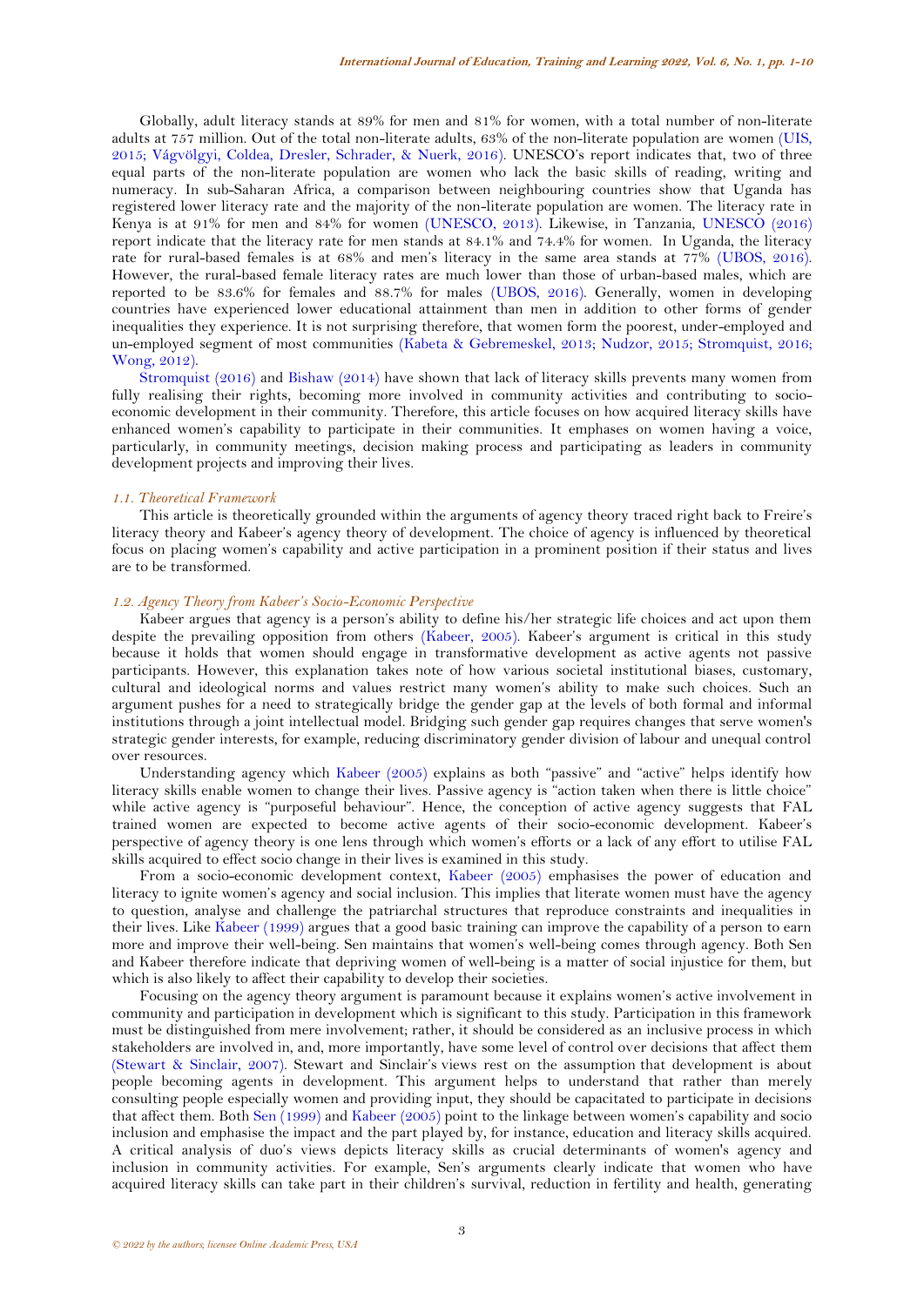Globally, adult literacy stands at 89% for men and 81% for women, with a total number of non-literate adults at 757 million. Out of the total non-literate adults, 63% of the non-literate population are women (UIS, 2015; Vágvölgyi, Coldea, Dresler, Schrader, & Nuerk, 2016). UNESCO's report indicates that, two of three equal parts of the non-literate population are women who lack the basic skills of reading, writing and numeracy. In sub-Saharan Africa, a comparison between neighbouring countries show that Uganda has registered lower literacy rate and the majority of the non-literate population are women. The literacy rate in Kenya is at 91% for men and 84% for women (UNESCO, 2013). Likewise, in Tanzania, UNESCO (2016) report indicate that the literacy rate for men stands at 84.1% and 74.4% for women. In Uganda, the literacy rate for rural-based females is at 68% and men's literacy in the same area stands at 77% (UBOS, 2016). However, the rural-based female literacy rates are much lower than those of urban-based males, which are reported to be 83.6% for females and 88.7% for males (UBOS, 2016). Generally, women in developing countries have experienced lower educational attainment than men in addition to other forms of gender inequalities they experience. It is not surprising therefore, that women form the poorest, under-employed and un-employed segment of most communities (Kabeta & Gebremeskel, 2013; Nudzor, 2015; Stromquist, 2016; Wong, 2012).

Stromquist (2016) and Bishaw (2014) have shown that lack of literacy skills prevents many women from fully realising their rights, becoming more involved in community activities and contributing to socio-economic development in their community. Therefore, this article focuses on how acquired literacy skills have enhanced women's capability to participate in their communities. It emphases on women having a voice, particularly, in community meetings, decision making process and participating as leaders in community development projects and improving their lives.

### *1.1. Theoretical Framework*

This article is theoretically grounded within the arguments of agency theory traced right back to Freire's literacy theory and Kabeer's agency theory of development. The choice of agency is influenced by theoretical focus on placing women's capability and active participation in a prominent position if their status and lives are to be transformed.

### *1.2. Agency Theory from Kabeer's Socio-Economic Perspective*

Kabeer argues that agency is a person's ability to define his/her strategic life choices and act upon them despite the prevailing opposition from others (Kabeer, 2005). Kabeer's argument is critical in this study because it holds that women should engage in transformative development as active agents not passive participants. However, this explanation takes note of how various societal institutional biases, customary, cultural and ideological norms and values restrict many women's ability to make such choices. Such an argument pushes for a need to strategically bridge the gender gap at the levels of both formal and informal institutions through a joint intellectual model. Bridging such gender gap requires changes that serve women's strategic gender interests, for example, reducing discriminatory gender division of labour and unequal control over resources.

Understanding agency which Kabeer (2005) explains as both "passive" and "active" helps identify how literacy skills enable women to change their lives. Passive agency is "action taken when there is little choice" while active agency is "purposeful behaviour". Hence, the conception of active agency suggests that FAL trained women are expected to become active agents of their socio-economic development. Kabeer's perspective of agency theory is one lens through which women's efforts or a lack of any effort to utilise FAL skills acquired to effect socio change in their lives is examined in this study.

From a socio-economic development context, Kabeer (2005) emphasises the power of education and literacy to ignite women's agency and social inclusion. This implies that literate women must have the agency to question, analyse and challenge the patriarchal structures that reproduce constraints and inequalities in their lives. Like Kabeer (1999) argues that a good basic training can improve the capability of a person to earn more and improve their well-being. Sen maintains that women's well-being comes through agency. Both Sen and Kabeer therefore indicate that depriving women of well-being is a matter of social injustice for them, but which is also likely to affect their capability to develop their societies.

Focusing on the agency theory argument is paramount because it explains women's active involvement in community and participation in development which is significant to this study. Participation in this framework must be distinguished from mere involvement; rather, it should be considered as an inclusive process in which stakeholders are involved in, and, more importantly, have some level of control over decisions that affect them (Stewart & Sinclair, 2007). Stewart and Sinclair's views rest on the assumption that development is about people becoming agents in development. This argument helps to understand that rather than merely consulting people especially women and providing input, they should be capacitated to participate in decisions that affect them. Both Sen (1999) and Kabeer (2005) point to the linkage between women's capability and socio inclusion and emphasise the impact and the part played by, for instance, education and literacy skills acquired. A critical analysis of duo's views depicts literacy skills as crucial determinants of women's agency and inclusion in community activities. For example, Sen's arguments clearly indicate that women who have acquired literacy skills can take part in their children's survival, reduction in fertility and health, generating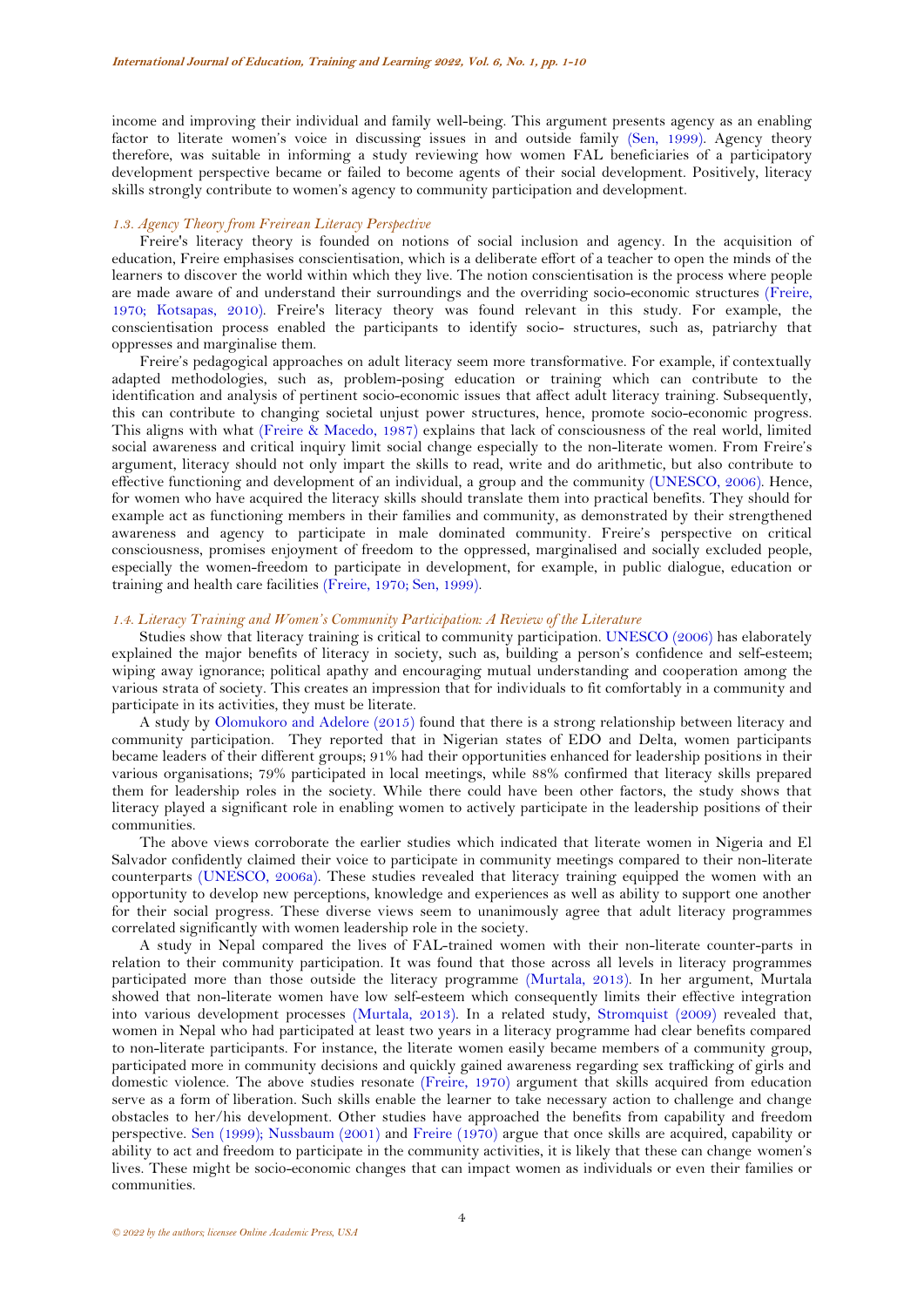income and improving their individual and family well-being. This argument presents agency as an enabling factor to literate women's voice in discussing issues in and outside family (Sen, 1999). Agency theory therefore, was suitable in informing a study reviewing how women FAL beneficiaries of a participatory development perspective became or failed to become agents of their social development. Positively, literacy skills strongly contribute to women's agency to community participation and development.

### *1.3. Agency Theory from Freirean Literacy Perspective*

Freire's literacy theory is founded on notions of social inclusion and agency. In the acquisition of education, Freire emphasises conscientisation, which is a deliberate effort of a teacher to open the minds of the learners to discover the world within which they live. The notion conscientisation is the process where people are made aware of and understand their surroundings and the overriding socio-economic structures (Freire, 1970; Kotsapas, 2010). Freire's literacy theory was found relevant in this study. For example, the conscientisation process enabled the participants to identify socio- structures, such as, patriarchy that oppresses and marginalise them.

Freire's pedagogical approaches on adult literacy seem more transformative. For example, if contextually adapted methodologies, such as, problem-posing education or training which can contribute to the identification and analysis of pertinent socio-economic issues that affect adult literacy training. Subsequently, this can contribute to changing societal unjust power structures, hence, promote socio-economic progress. This aligns with what (Freire & Macedo, 1987) explains that lack of consciousness of the real world, limited social awareness and critical inquiry limit social change especially to the non-literate women. From Freire's argument, literacy should not only impart the skills to read, write and do arithmetic, but also contribute to effective functioning and development of an individual, a group and the community (UNESCO, 2006). Hence, for women who have acquired the literacy skills should translate them into practical benefits. They should for example act as functioning members in their families and community, as demonstrated by their strengthened awareness and agency to participate in male dominated community. Freire's perspective on critical consciousness, promises enjoyment of freedom to the oppressed, marginalised and socially excluded people, especially the women-freedom to participate in development, for example, in public dialogue, education or training and health care facilities (Freire, 1970; Sen, 1999).

### *1.4. Literacy Training and Women's Community Participation: A Review of the Literature*

Studies show that literacy training is critical to community participation. UNESCO (2006) has elaborately explained the major benefits of literacy in society, such as, building a person's confidence and self-esteem; wiping away ignorance; political apathy and encouraging mutual understanding and cooperation among the various strata of society. This creates an impression that for individuals to fit comfortably in a community and participate in its activities, they must be literate.

A study by Olomukoro and Adelore (2015) found that there is a strong relationship between literacy and community participation. They reported that in Nigerian states of EDO and Delta, women participants became leaders of their different groups; 91% had their opportunities enhanced for leadership positions in their various organisations; 79% participated in local meetings, while 88% confirmed that literacy skills prepared them for leadership roles in the society. While there could have been other factors, the study shows that literacy played a significant role in enabling women to actively participate in the leadership positions of their communities.

The above views corroborate the earlier studies which indicated that literate women in Nigeria and El Salvador confidently claimed their voice to participate in community meetings compared to their non-literate counterparts (UNESCO, 2006a). These studies revealed that literacy training equipped the women with an opportunity to develop new perceptions, knowledge and experiences as well as ability to support one another for their social progress. These diverse views seem to unanimously agree that adult literacy programmes correlated significantly with women leadership role in the society.

A study in Nepal compared the lives of FAL-trained women with their non-literate counter-parts in relation to their community participation. It was found that those across all levels in literacy programmes participated more than those outside the literacy programme (Murtala, 2013). In her argument, Murtala showed that non-literate women have low self-esteem which consequently limits their effective integration into various development processes (Murtala, 2013). In a related study, Stromquist (2009) revealed that, women in Nepal who had participated at least two years in a literacy programme had clear benefits compared to non-literate participants. For instance, the literate women easily became members of a community group, participated more in community decisions and quickly gained awareness regarding sex trafficking of girls and domestic violence. The above studies resonate (Freire, 1970) argument that skills acquired from education serve as a form of liberation. Such skills enable the learner to take necessary action to challenge and change obstacles to her/his development. Other studies have approached the benefits from capability and freedom perspective. Sen (1999); Nussbaum (2001) and Freire (1970) argue that once skills are acquired, capability or ability to act and freedom to participate in the community activities, it is likely that these can change women's lives. These might be socio-economic changes that can impact women as individuals or even their families or communities.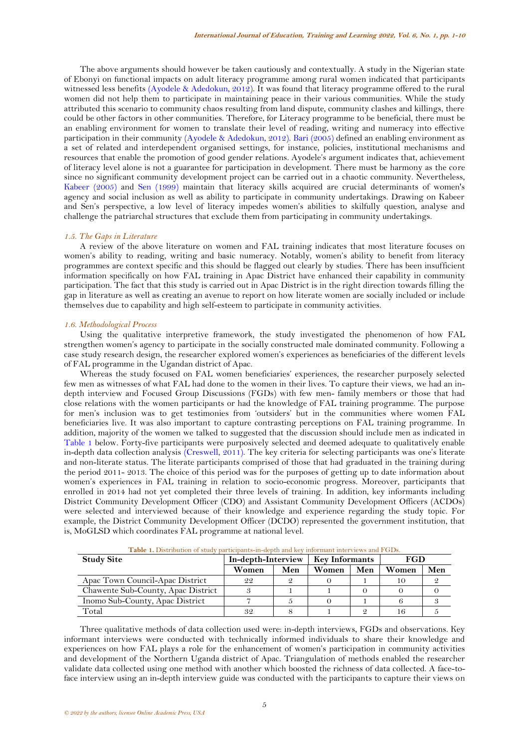The above arguments should however be taken cautiously and contextually. A study in the Nigerian state of Ebonyi on functional impacts on adult literacy programme among rural women indicated that participants witnessed less benefits (Ayodele & Adedokun, 2012). It was found that literacy programme offered to the rural women did not help them to participate in maintaining peace in their various communities. While the study attributed this scenario to community chaos resulting from land dispute, community clashes and killings, there could be other factors in other communities. Therefore, for Literacy programme to be beneficial, there must be an enabling environment for women to translate their level of reading, writing and numeracy into effective participation in their community (Ayodele & Adedokun, 2012). Bari (2005) defined an enabling environment as a set of related and interdependent organised settings, for instance, policies, institutional mechanisms and resources that enable the promotion of good gender relations. Ayodele's argument indicates that, achievement of literacy level alone is not a guarantee for participation in development. There must be harmony as the core since no significant community development project can be carried out in a chaotic community. Nevertheless, Kabeer (2005) and Sen (1999) maintain that literacy skills acquired are crucial determinants of women's agency and social inclusion as well as ability to participate in community undertakings. Drawing on Kabeer and Sen's perspective, a low level of literacy impedes women's abilities to skilfully question, analyse and challenge the patriarchal structures that exclude them from participating in community undertakings.

### *1.5. The Gaps in Literature*

A review of the above literature on women and FAL training indicates that most literature focuses on women's ability to reading, writing and basic numeracy. Notably, women's ability to benefit from literacy programmes are context specific and this should be flagged out clearly by studies. There has been insufficient information specifically on how FAL training in Apac District have enhanced their capability in community participation. The fact that this study is carried out in Apac District is in the right direction towards filling the gap in literature as well as creating an avenue to report on how literate women are socially included or include themselves due to capability and high self-esteem to participate in community activities.

### *1.6. Methodological Process*

Using the qualitative interpretive framework, the study investigated the phenomenon of how FAL strengthen women's agency to participate in the socially constructed male dominated community. Following a case study research design, the researcher explored women's experiences as beneficiaries of the different levels of FAL programme in the Ugandan district of Apac.

Whereas the study focused on FAL women beneficiaries' experiences, the researcher purposely selected few men as witnesses of what FAL had done to the women in their lives. To capture their views, we had an in-depth interview and Focused Group Discussions (FGDs) with few men- family members or those that had close relations with the women participants or had the knowledge of FAL training programme. The purpose for men's inclusion was to get testimonies from 'outsiders' but in the communities where women FAL beneficiaries live. It was also important to capture contrasting perceptions on FAL training programme. In addition, majority of the women we talked to suggested that the discussion should include men as indicated in Table 1 below. Forty-five participants were purposively selected and deemed adequate to qualitatively enable in-depth data collection analysis (Creswell, 2011). The key criteria for selecting participants was one's literate and non-literate status. The literate participants comprised of those that had graduated in the training during the period 2011- 2013. The choice of this period was for the purposes of getting up to date information about women's experiences in FAL training in relation to socio-economic progress. Moreover, participants that enrolled in 2014 had not yet completed their three levels of training. In addition, key informants including District Community Development Officer (CDO) and Assistant Community Development Officers (ACDOs) were selected and interviewed because of their knowledge and experience regarding the study topic. For example, the District Community Development Officer (DCDO) represented the government institution, that is, MoGLSD which coordinates FAL programme at national level.

**Table 1.** Distribution of study participants-in-depth and key informant interviews and FGDs.

| Study Site | In-depth-Interview | | Key Informants | | FGD | |
|---|---|---|---|---|---|---|
| | Women | Men | Women | Men | Women | Men |
| Apac Town Council-Apac District | 22 | 2 | 0 | 1 | 10 | 2 |
| Chawente Sub-County, Apac District | 3 | 1 | 1 | 0 | 0 | 0 |
| Inomo Sub-County, Apac District | 7 | 5 | 0 | 1 | 6 | 3 |
| Total | 32 | 8 | 1 | 2 | 16 | 5 |

Three qualitative methods of data collection used were: in-depth interviews, FGDs and observations. Key informant interviews were conducted with technically informed individuals to share their knowledge and experiences on how FAL plays a role for the enhancement of women's participation in community activities and development of the Northern Uganda district of Apac. Triangulation of methods enabled the researcher validate data collected using one method with another which boosted the richness of data collected. A face-to-face interview using an in-depth interview guide was conducted with the participants to capture their views on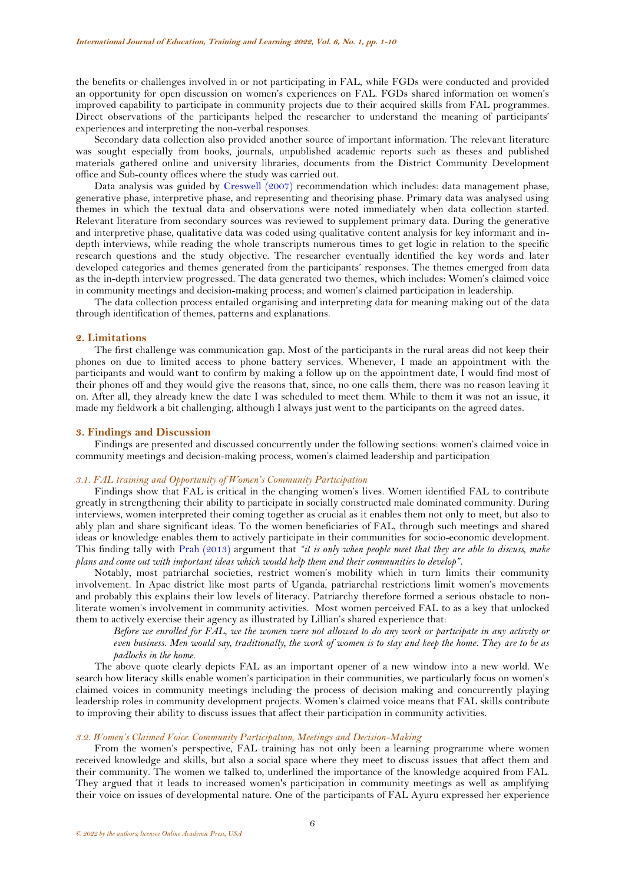the benefits or challenges involved in or not participating in FAL, while FGDs were conducted and provided an opportunity for open discussion on women's experiences on FAL. FGDs shared information on women's improved capability to participate in community projects due to their acquired skills from FAL programmes. Direct observations of the participants helped the researcher to understand the meaning of participants' experiences and interpreting the non-verbal responses.

Secondary data collection also provided another source of important information. The relevant literature was sought especially from books, journals, unpublished academic reports such as theses and published materials gathered online and university libraries, documents from the District Community Development office and Sub-county offices where the study was carried out.

Data analysis was guided by Creswell (2007) recommendation which includes: data management phase, generative phase, interpretive phase, and representing and theorising phase. Primary data was analysed using themes in which the textual data and observations were noted immediately when data collection started. Relevant literature from secondary sources was reviewed to supplement primary data. During the generative and interpretive phase, qualitative data was coded using qualitative content analysis for key informant and in-depth interviews, while reading the whole transcripts numerous times to get logic in relation to the specific research questions and the study objective. The researcher eventually identified the key words and later developed categories and themes generated from the participants' responses. The themes emerged from data as the in-depth interview progressed. The data generated two themes, which includes: Women's claimed voice in community meetings and decision-making process; and women's claimed participation in leadership.

The data collection process entailed organising and interpreting data for meaning making out of the data through identification of themes, patterns and explanations.

## 2. Limitations

The first challenge was communication gap. Most of the participants in the rural areas did not keep their phones on due to limited access to phone battery services. Whenever, I made an appointment with the participants and would want to confirm by making a follow up on the appointment date, I would find most of their phones off and they would give the reasons that, since, no one calls them, there was no reason leaving it on. After all, they already knew the date I was scheduled to meet them. While to them it was not an issue, it made my fieldwork a bit challenging, although I always just went to the participants on the agreed dates.

## 3. Findings and Discussion

Findings are presented and discussed concurrently under the following sections: women's claimed voice in community meetings and decision-making process, women's claimed leadership and participation

### *3.1. FAL training and Opportunity of Women's Community Participation*

Findings show that FAL is critical in the changing women's lives. Women identified FAL to contribute greatly in strengthening their ability to participate in socially constructed male dominated community. During interviews, women interpreted their coming together as crucial as it enables them not only to meet, but also to ably plan and share significant ideas. To the women beneficiaries of FAL, through such meetings and shared ideas or knowledge enables them to actively participate in their communities for socio-economic development. This finding tally with Prah (2013) argument that *"it is only when people meet that they are able to discuss, make plans and come out with important ideas which would help them and their communities to develop"*.

Notably, most patriarchal societies, restrict women's mobility which in turn limits their community involvement. In Apac district like most parts of Uganda, patriarchal restrictions limit women's movements and probably this explains their low levels of literacy. Patriarchy therefore formed a serious obstacle to non-literate women's involvement in community activities. Most women perceived FAL to as a key that unlocked them to actively exercise their agency as illustrated by Lillian's shared experience that:

> *Before we enrolled for FAL, we the women were not allowed to do any work or participate in any activity or even business. Men would say, traditionally, the work of women is to stay and keep the home. They are to be as padlocks in the home.*

The above quote clearly depicts FAL as an important opener of a new window into a new world. We search how literacy skills enable women's participation in their communities, we particularly focus on women's claimed voices in community meetings including the process of decision making and concurrently playing leadership roles in community development projects. Women's claimed voice means that FAL skills contribute to improving their ability to discuss issues that affect their participation in community activities.

### *3.2. Women's Claimed Voice: Community Participation, Meetings and Decision-Making*

From the women's perspective, FAL training has not only been a learning programme where women received knowledge and skills, but also a social space where they meet to discuss issues that affect them and their community. The women we talked to, underlined the importance of the knowledge acquired from FAL. They argued that it leads to increased women's participation in community meetings as well as amplifying their voice on issues of developmental nature. One of the participants of FAL Ayuru expressed her experience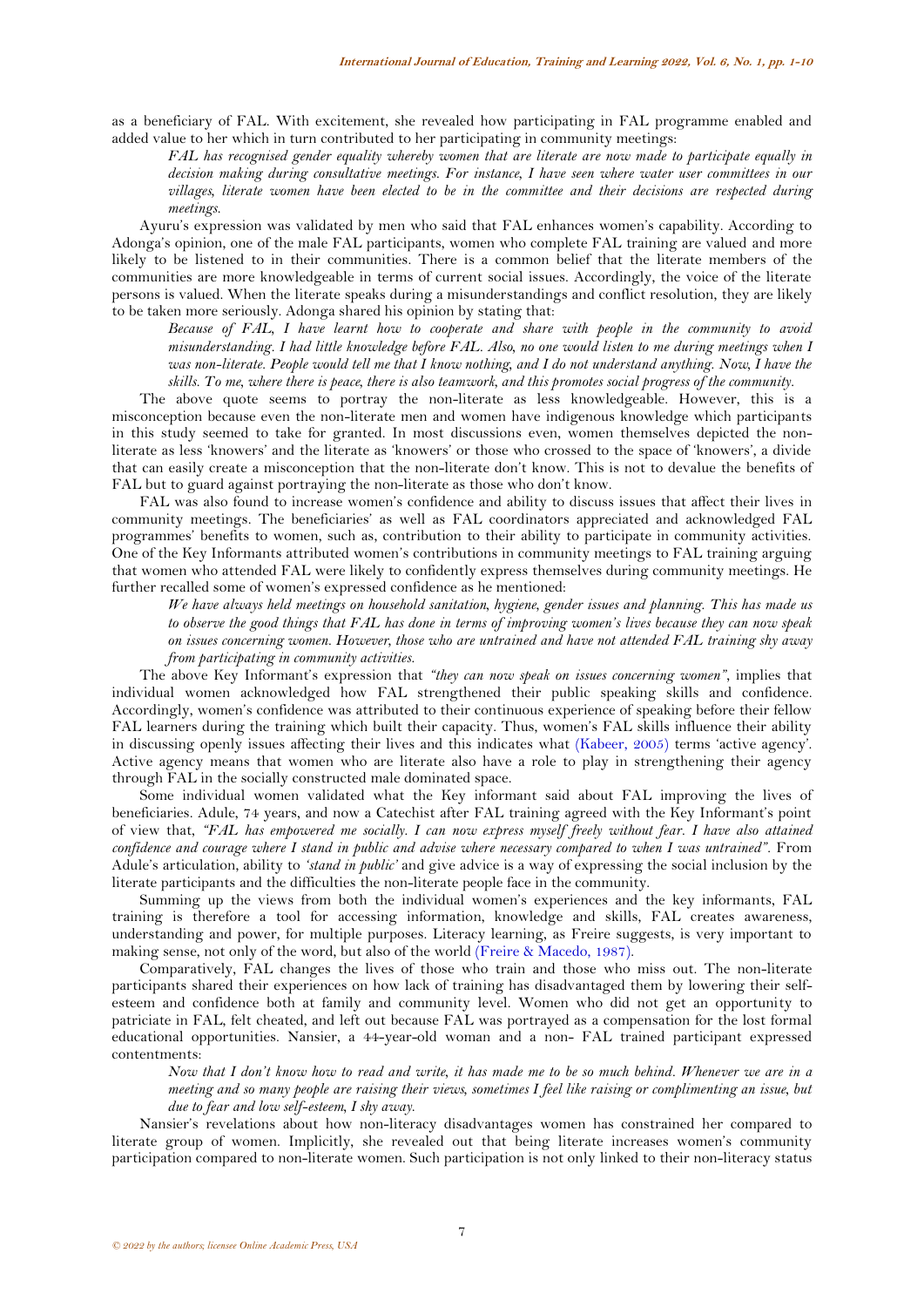as a beneficiary of FAL. With excitement, she revealed how participating in FAL programme enabled and added value to her which in turn contributed to her participating in community meetings:

> *FAL has recognised gender equality whereby women that are literate are now made to participate equally in decision making during consultative meetings. For instance, I have seen where water user committees in our villages, literate women have been elected to be in the committee and their decisions are respected during meetings.*

Ayuru's expression was validated by men who said that FAL enhances women's capability. According to Adonga's opinion, one of the male FAL participants, women who complete FAL training are valued and more likely to be listened to in their communities. There is a common belief that the literate members of the communities are more knowledgeable in terms of current social issues. Accordingly, the voice of the literate persons is valued. When the literate speaks during a misunderstandings and conflict resolution, they are likely to be taken more seriously. Adonga shared his opinion by stating that:

> *Because of FAL, I have learnt how to cooperate and share with people in the community to avoid misunderstanding. I had little knowledge before FAL. Also, no one would listen to me during meetings when I was non-literate. People would tell me that I know nothing, and I do not understand anything. Now, I have the skills. To me, where there is peace, there is also teamwork, and this promotes social progress of the community.*

The above quote seems to portray the non-literate as less knowledgeable. However, this is a misconception because even the non-literate men and women have indigenous knowledge which participants in this study seemed to take for granted. In most discussions even, women themselves depicted the non-literate as less 'knowers' and the literate as 'knowers' or those who crossed to the space of 'knowers', a divide that can easily create a misconception that the non-literate don't know. This is not to devalue the benefits of FAL but to guard against portraying the non-literate as those who don't know.

FAL was also found to increase women's confidence and ability to discuss issues that affect their lives in community meetings. The beneficiaries' as well as FAL coordinators appreciated and acknowledged FAL programmes' benefits to women, such as, contribution to their ability to participate in community activities. One of the Key Informants attributed women's contributions in community meetings to FAL training arguing that women who attended FAL were likely to confidently express themselves during community meetings. He further recalled some of women's expressed confidence as he mentioned:

> *We have always held meetings on household sanitation, hygiene, gender issues and planning. This has made us to observe the good things that FAL has done in terms of improving women's lives because they can now speak on issues concerning women. However, those who are untrained and have not attended FAL training shy away from participating in community activities.*

The above Key Informant's expression that *"they can now speak on issues concerning women"*, implies that individual women acknowledged how FAL strengthened their public speaking skills and confidence. Accordingly, women's confidence was attributed to their continuous experience of speaking before their fellow FAL learners during the training which built their capacity. Thus, women's FAL skills influence their ability in discussing openly issues affecting their lives and this indicates what (Kabeer, 2005) terms 'active agency'. Active agency means that women who are literate also have a role to play in strengthening their agency through FAL in the socially constructed male dominated space.

Some individual women validated what the Key informant said about FAL improving the lives of beneficiaries. Adule, 74 years, and now a Catechist after FAL training agreed with the Key Informant's point of view that, *"FAL has empowered me socially. I can now express myself freely without fear. I have also attained confidence and courage where I stand in public and advise where necessary compared to when I was untrained"*. From Adule's articulation, ability to *'stand in public'* and give advice is a way of expressing the social inclusion by the literate participants and the difficulties the non-literate people face in the community.

Summing up the views from both the individual women's experiences and the key informants, FAL training is therefore a tool for accessing information, knowledge and skills, FAL creates awareness, understanding and power, for multiple purposes. Literacy learning, as Freire suggests, is very important to making sense, not only of the word, but also of the world (Freire & Macedo, 1987).

Comparatively, FAL changes the lives of those who train and those who miss out. The non-literate participants shared their experiences on how lack of training has disadvantaged them by lowering their self-esteem and confidence both at family and community level. Women who did not get an opportunity to patriciate in FAL, felt cheated, and left out because FAL was portrayed as a compensation for the lost formal educational opportunities. Nansier, a 44-year-old woman and a non- FAL trained participant expressed contentments:

> *Now that I don't know how to read and write, it has made me to be so much behind. Whenever we are in a meeting and so many people are raising their views, sometimes I feel like raising or complimenting an issue, but due to fear and low self-esteem, I shy away.*

Nansier's revelations about how non-literacy disadvantages women has constrained her compared to literate group of women. Implicitly, she revealed out that being literate increases women's community participation compared to non-literate women. Such participation is not only linked to their non-literacy status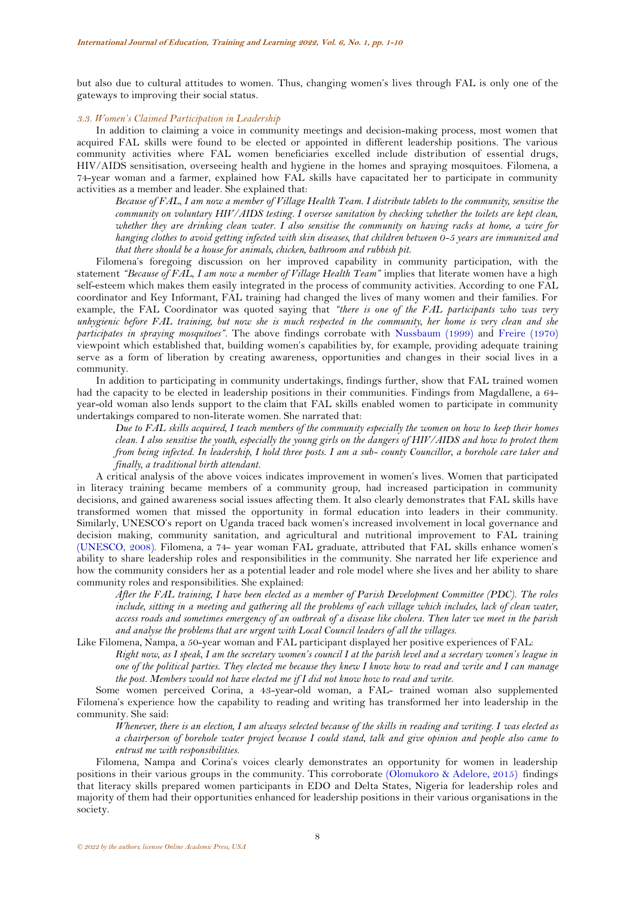but also due to cultural attitudes to women. Thus, changing women's lives through FAL is only one of the gateways to improving their social status.

### *3.3. Women's Claimed Participation in Leadership*

In addition to claiming a voice in community meetings and decision-making process, most women that acquired FAL skills were found to be elected or appointed in different leadership positions. The various community activities where FAL women beneficiaries excelled include distribution of essential drugs, HIV/AIDS sensitisation, overseeing health and hygiene in the homes and spraying mosquitoes. Filomena, a 74-year woman and a farmer, explained how FAL skills have capacitated her to participate in community activities as a member and leader. She explained that:

> *Because of FAL, I am now a member of Village Health Team. I distribute tablets to the community, sensitise the community on voluntary HIV/AIDS testing. I oversee sanitation by checking whether the toilets are kept clean, whether they are drinking clean water. I also sensitise the community on having racks at home, a wire for hanging clothes to avoid getting infected with skin diseases, that children between 0-5 years are immunized and that there should be a house for animals, chicken, bathroom and rubbish pit.*

Filomena's foregoing discussion on her improved capability in community participation, with the statement *"Because of FAL, I am now a member of Village Health Team"* implies that literate women have a high self-esteem which makes them easily integrated in the process of community activities. According to one FAL coordinator and Key Informant, FAL training had changed the lives of many women and their families. For example, the FAL Coordinator was quoted saying that *"there is one of the FAL participants who was very unhygienic before FAL training, but now she is much respected in the community, her home is very clean and she participates in spraying mosquitoes"*. The above findings corrobate with Nussbaum (1999) and Freire (1970) viewpoint which established that, building women's capabilities by, for example, providing adequate training serve as a form of liberation by creating awareness, opportunities and changes in their social lives in a community.

In addition to participating in community undertakings, findings further, show that FAL trained women had the capacity to be elected in leadership positions in their communities. Findings from Magdallene, a 64-year-old woman also lends support to the claim that FAL skills enabled women to participate in community undertakings compared to non-literate women. She narrated that:

> *Due to FAL skills acquired, I teach members of the community especially the women on how to keep their homes clean. I also sensitise the youth, especially the young girls on the dangers of HIV/AIDS and how to protect them from being infected. In leadership, I hold three posts. I am a sub- county Councillor, a borehole care taker and finally, a traditional birth attendant.*

A critical analysis of the above voices indicates improvement in women's lives. Women that participated in literacy training became members of a community group, had increased participation in community decisions, and gained awareness social issues affecting them. It also clearly demonstrates that FAL skills have transformed women that missed the opportunity in formal education into leaders in their community. Similarly, UNESCO's report on Uganda traced back women's increased involvement in local governance and decision making, community sanitation, and agricultural and nutritional improvement to FAL training (UNESCO, 2008). Filomena, a 74- year woman FAL graduate, attributed that FAL skills enhance women's ability to share leadership roles and responsibilities in the community. She narrated her life experience and how the community considers her as a potential leader and role model where she lives and her ability to share community roles and responsibilities. She explained:

> *After the FAL training, I have been elected as a member of Parish Development Committee (PDC). The roles include, sitting in a meeting and gathering all the problems of each village which includes, lack of clean water, access roads and sometimes emergency of an outbreak of a disease like cholera. Then later we meet in the parish and analyse the problems that are urgent with Local Council leaders of all the villages.*

Like Filomena, Nampa, a 50-year woman and FAL participant displayed her positive experiences of FAL:

> *Right now, as I speak, I am the secretary women's council I at the parish level and a secretary women's league in one of the political parties. They elected me because they knew I know how to read and write and I can manage the post. Members would not have elected me if I did not know how to read and write.*

Some women perceived Corina, a 43-year-old woman, a FAL- trained woman also supplemented Filomena's experience how the capability to reading and writing has transformed her into leadership in the community. She said:

> *Whenever, there is an election, I am always selected because of the skills in reading and writing. I was elected as a chairperson of borehole water project because I could stand, talk and give opinion and people also came to entrust me with responsibilities.*

Filomena, Nampa and Corina's voices clearly demonstrates an opportunity for women in leadership positions in their various groups in the community. This corroborate (Olomukoro & Adelore, 2015) findings that literacy skills prepared women participants in EDO and Delta States, Nigeria for leadership roles and majority of them had their opportunities enhanced for leadership positions in their various organisations in the society.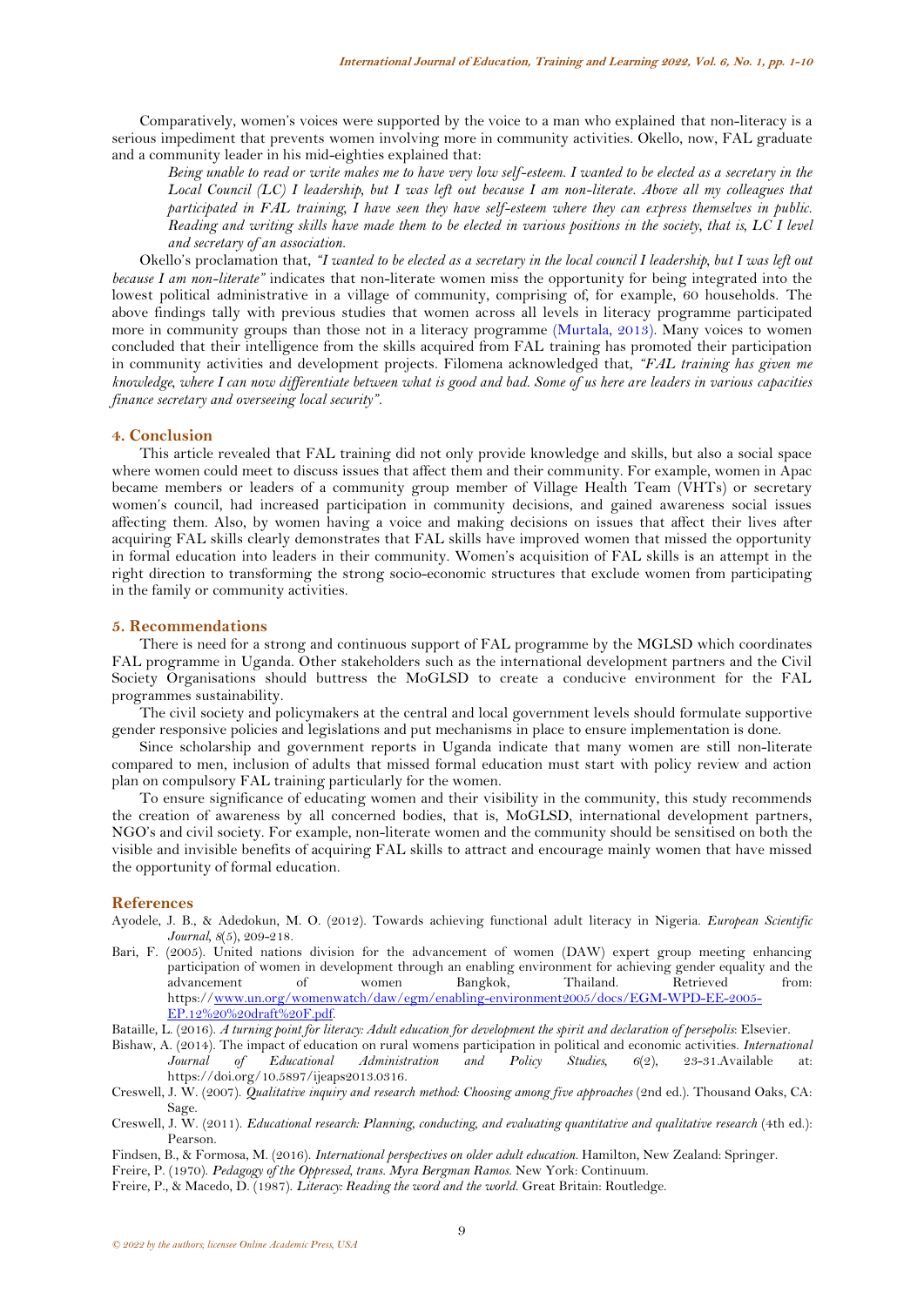Comparatively, women's voices were supported by the voice to a man who explained that non-literacy is a serious impediment that prevents women involving more in community activities. Okello, now, FAL graduate and a community leader in his mid-eighties explained that:

> *Being unable to read or write makes me to have very low self-esteem. I wanted to be elected as a secretary in the Local Council (LC) I leadership, but I was left out because I am non-literate. Above all my colleagues that participated in FAL training, I have seen they have self-esteem where they can express themselves in public. Reading and writing skills have made them to be elected in various positions in the society, that is, LC I level and secretary of an association.*

Okello's proclamation that, *"I wanted to be elected as a secretary in the local council I leadership, but I was left out because I am non-literate"* indicates that non-literate women miss the opportunity for being integrated into the lowest political administrative in a village of community, comprising of, for example, 60 households. The above findings tally with previous studies that women across all levels in literacy programme participated more in community groups than those not in a literacy programme (Murtala, 2013). Many voices to women concluded that their intelligence from the skills acquired from FAL training has promoted their participation in community activities and development projects. Filomena acknowledged that, *"FAL training has given me knowledge, where I can now differentiate between what is good and bad. Some of us here are leaders in various capacities finance secretary and overseeing local security"*.

## 4. Conclusion

This article revealed that FAL training did not only provide knowledge and skills, but also a social space where women could meet to discuss issues that affect them and their community. For example, women in Apac became members or leaders of a community group member of Village Health Team (VHTs) or secretary women's council, had increased participation in community decisions, and gained awareness social issues affecting them. Also, by women having a voice and making decisions on issues that affect their lives after acquiring FAL skills clearly demonstrates that FAL skills have improved women that missed the opportunity in formal education into leaders in their community. Women's acquisition of FAL skills is an attempt in the right direction to transforming the strong socio-economic structures that exclude women from participating in the family or community activities.

## 5. Recommendations

There is need for a strong and continuous support of FAL programme by the MGLSD which coordinates FAL programme in Uganda. Other stakeholders such as the international development partners and the Civil Society Organisations should buttress the MoGLSD to create a conducive environment for the FAL programmes sustainability.

The civil society and policymakers at the central and local government levels should formulate supportive gender responsive policies and legislations and put mechanisms in place to ensure implementation is done.

Since scholarship and government reports in Uganda indicate that many women are still non-literate compared to men, inclusion of adults that missed formal education must start with policy review and action plan on compulsory FAL training particularly for the women.

To ensure significance of educating women and their visibility in the community, this study recommends the creation of awareness by all concerned bodies, that is, MoGLSD, international development partners, NGO's and civil society. For example, non-literate women and the community should be sensitised on both the visible and invisible benefits of acquiring FAL skills to attract and encourage mainly women that have missed the opportunity of formal education.

## References

Ayodele, J. B., & Adedokun, M. O. (2012). Towards achieving functional adult literacy in Nigeria. *European Scientific Journal, 8*(5), 209-218.

Bari, F. (2005). United nations division for the advancement of women (DAW) expert group meeting enhancing participation of women in development through an enabling environment for achieving gender equality and the advancement of women Bangkok, Thailand. Retrieved from: https://www.un.org/womenwatch/daw/egm/enabling-environment2005/docs/EGM-WPD-EE-2005-EP.12%20%20draft%20F.pdf.

Bataille, L. (2016). *A turning point for literacy: Adult education for development the spirit and declaration of persepolis*: Elsevier.

Bishaw, A. (2014). The impact of education on rural womens participation in political and economic activities. *International Journal of Educational Administration and Policy Studies, 6*(2), 23-31.Available at: https://doi.org/10.5897/ijeaps2013.0316.

Creswell, J. W. (2007). *Qualitative inquiry and research method: Choosing among five approaches* (2nd ed.). Thousand Oaks, CA: Sage.

Creswell, J. W. (2011). *Educational research: Planning, conducting, and evaluating quantitative and qualitative research* (4th ed.): Pearson.

Findsen, B., & Formosa, M. (2016). *International perspectives on older adult education*. Hamilton, New Zealand: Springer.

Freire, P. (1970). *Pedagogy of the Oppressed, trans. Myra Bergman Ramos*. New York: Continuum.

Freire, P., & Macedo, D. (1987). *Literacy: Reading the word and the world*. Great Britain: Routledge.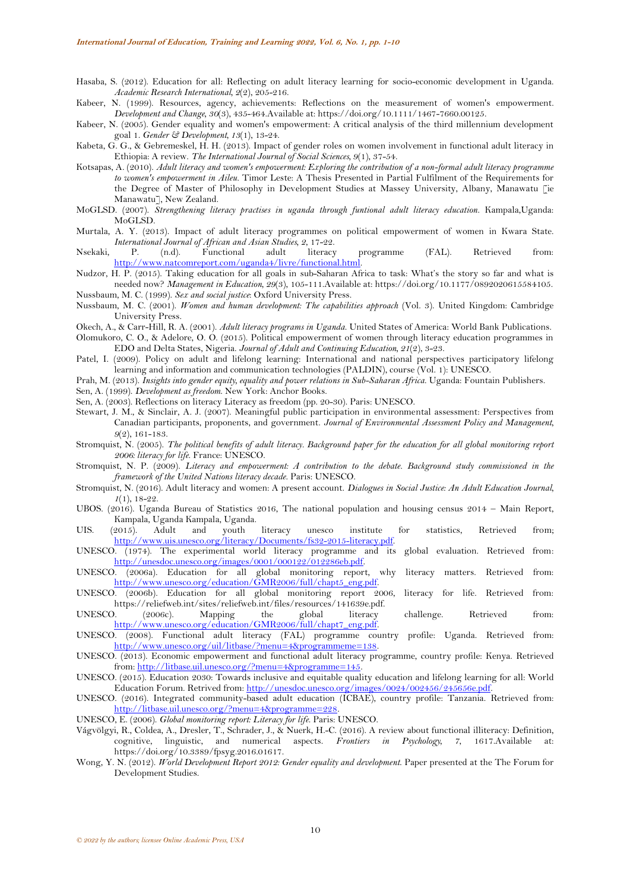Hasaba, S. (2012). Education for all: Reflecting on adult literacy learning for socio-economic development in Uganda. *Academic Research International, 2*(2), 205-216.

Kabeer, N. (1999). Resources, agency, achievements: Reflections on the measurement of women's empowerment. *Development and Change, 30*(3), 435-464.Available at: https://doi.org/10.1111/1467-7660.00125.

Kabeer, N. (2005). Gender equality and women's empowerment: A critical analysis of the third millennium development goal 1. *Gender & Development, 13*(1), 13-24.

Kabeta, G. G., & Gebremeskel, H. H. (2013). Impact of gender roles on women involvement in functional adult literacy in Ethiopia: A review. *The International Journal of Social Sciences, 9*(1), 37-54.

Kotsapas, A. (2010). *Adult literacy and women's empowerment: Exploring the contribution of a non-formal adult literacy programme to women's empowerment in Aileu.* Timor Leste: A Thesis Presented in Partial Fulfilment of the Requirements for the Degree of Master of Philosophy in Development Studies at Massey University, Albany, Manawatu [ie Manawatu], New Zealand.

MoGLSD. (2007). *Strengthening literacy practises in uganda through funtional adult literacy education.* Kampala,Uganda: MoGLSD.

Murtala, A. Y. (2013). Impact of adult literacy programmes on political empowerment of women in Kwara State. *International Journal of African and Asian Studies, 2*, 17-22.

Nsekaki, P. (n.d). Functional adult literacy programme (FAL). Retrieved from: http://www.natcomreport.com/uganda4/livre/functional.html.

Nudzor, H. P. (2015). Taking education for all goals in sub-Saharan Africa to task: What's the story so far and what is needed now? *Management in Education, 29*(3), 105-111.Available at: https://doi.org/10.1177/0892020615584105.

Nussbaum, M. C. (1999). *Sex and social justice*: Oxford University Press.

Nussbaum, M. C. (2001). *Women and human development: The capabilities approach* (Vol. 3). United Kingdom: Cambridge University Press.

Okech, A., & Carr-Hill, R. A. (2001). *Adult literacy programs in Uganda.* United States of America: World Bank Publications.

Olomukoro, C. O., & Adelore, O. O. (2015). Political empowerment of women through literacy education programmes in EDO and Delta States, Nigeria. *Journal of Adult and Continuing Education, 21*(2), 3-23.

Patel, I. (2009). Policy on adult and lifelong learning: International and national perspectives participatory lifelong learning and information and communication technologies (PALDIN), course (Vol. 1): UNESCO.

Prah, M. (2013). *Insights into gender equity, equality and power relations in Sub-Saharan Africa.* Uganda: Fountain Publishers.

Sen, A. (1999). *Development as freedom.* New York: Anchor Books.

Sen, A. (2003). Reflections on literacy Literacy as freedom (pp. 20-30). Paris: UNESCO.

Stewart, J. M., & Sinclair, A. J. (2007). Meaningful public participation in environmental assessment: Perspectives from Canadian participants, proponents, and government. *Journal of Environmental Assessment Policy and Management, 9*(2), 161-183.

Stromquist, N. (2005). *The political benefits of adult literacy. Background paper for the education for all global monitoring report 2006: literacy for life.* France: UNESCO.

Stromquist, N. P. (2009). *Literacy and empowerment: A contribution to the debate. Background study commissioned in the framework of the United Nations literacy decade.* Paris: UNESCO.

Stromquist, N. (2016). Adult literacy and women: A present account. *Dialogues in Social Justice: An Adult Education Journal, 1*(1), 18-22.

UBOS. (2016). Uganda Bureau of Statistics 2016, The national population and housing census 2014 – Main Report, Kampala, Uganda Kampala, Uganda.

UIS. (2015). Adult and youth literacy unesco institute for statistics, Retrieved from; http://www.uis.unesco.org/literacy/Documents/fs32-2015-literacy.pdf.

UNESCO. (1974). The experimental world literacy programme and its global evaluation. Retrieved from: http://unesdoc.unesco.org/images/0001/000122/012286eb.pdf.

UNESCO. (2006a). Education for all global monitoring report, why literacy matters. Retrieved from: http://www.unesco.org/education/GMR2006/full/chapt5_eng.pdf.

UNESCO. (2006b). Education for all global monitoring report 2006, literacy for life. Retrieved from: https://reliefweb.int/sites/reliefweb.int/files/resources/141639e.pdf.

UNESCO. (2006c). Mapping the global literacy challenge. Retrieved from: http://www.unesco.org/education/GMR2006/full/chapt7_eng.pdf.

UNESCO. (2008). Functional adult literacy (FAL) programme country profile: Uganda. Retrieved from: http://www.unesco.org/uil/litbase/?menu=4&programmeme=138.

UNESCO. (2013). Economic empowerment and functional adult literacy programme, country profile: Kenya. Retrieved from: http://litbase.uil.unesco.org/?menu=4&programme=145.

UNESCO. (2015). Education 2030: Towards inclusive and equitable quality education and lifelong learning for all: World Education Forum. Retrived from: http://unesdoc.unesco.org/images/0024/002456/245656e.pdf.

UNESCO. (2016). Integrated community-based adult education (ICBAE), country profile: Tanzania. Retrieved from: http://litbase.uil.unesco.org/?menu=4&programme=228.

UNESCO, E. (2006). *Global monitoring report: Literacy for life.* Paris: UNESCO.

Vágvölgyi, R., Coldea, A., Dresler, T., Schrader, J., & Nuerk, H.-C. (2016). A review about functional illiteracy: Definition, cognitive, linguistic, and numerical aspects. *Frontiers in Psychology, 7*, 1617.Available at: https://doi.org/10.3389/fpsyg.2016.01617.

Wong, Y. N. (2012). *World Development Report 2012: Gender equality and development.* Paper presented at the The Forum for Development Studies.